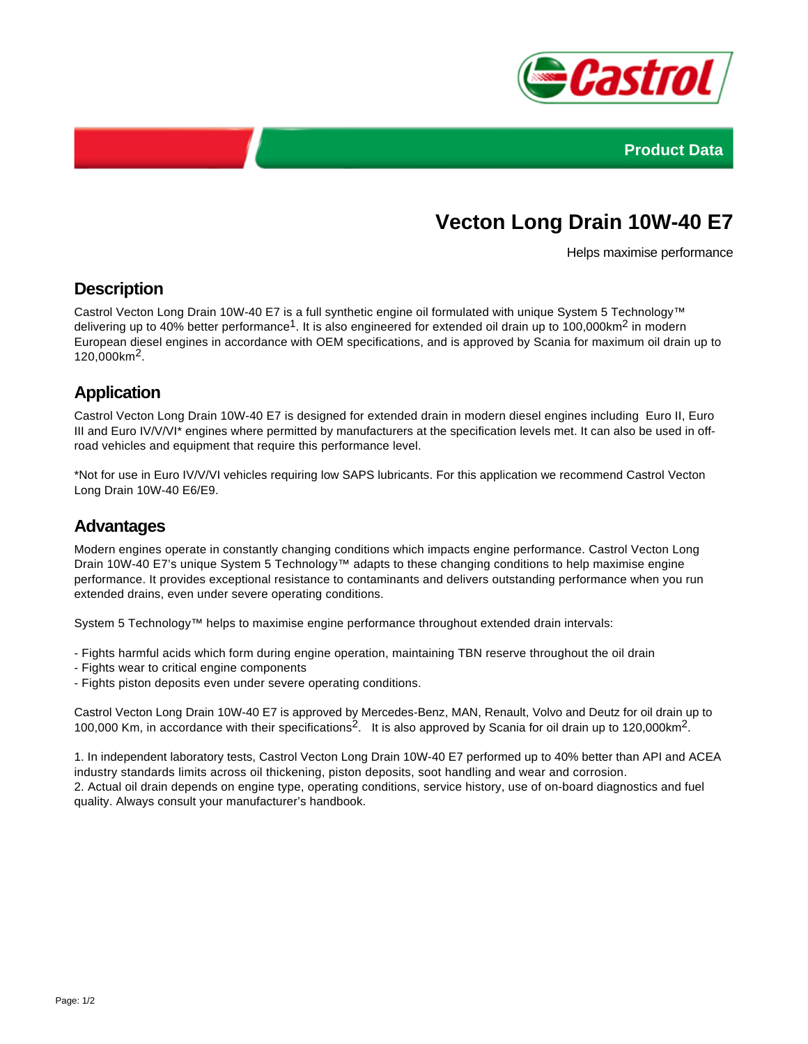Product Data

# Vecton Long Drain 10W-40 E7

Helps maximise performance

## Description

Castrol Vecton Long Drain 10W-40 E7 is a full synthetic engine oil formulated with unique System 5 Technology™ delivering up to 40% better performance[1]. It is also engineered for extended oil drain up to 100,000km[2] in modern European diesel engines in accordance with OEM specifications, and is approved by Scania for maximum oil drain up to 120,000km[2].

## Application

Castrol Vecton Long Drain 10W-40 E7 is designed for extended drain in modern diesel engines including Euro II, Euro III and Euro IV/V/VI* engines where permitted by manufacturers at the specification levels met. It can also be used in off-road vehicles and equipment that require this performance level.

*Not for use in Euro IV/V/VI vehicles requiring low SAPS lubricants. For this application we recommend Castrol Vecton Long Drain 10W-40 E6/E9.

## Advantages

Modern engines operate in constantly changing conditions which impacts engine performance. Castrol Vecton Long Drain 10W-40 E7's unique System 5 Technology™ adapts to these changing conditions to help maximise engine performance. It provides exceptional resistance to contaminants and delivers outstanding performance when you run extended drains, even under severe operating conditions.

System 5 Technology™ helps to maximise engine performance throughout extended drain intervals:

- Fights harmful acids which form during engine operation, maintaining TBN reserve throughout the oil drain
- Fights wear to critical engine components
- Fights piston deposits even under severe operating conditions.

Castrol Vecton Long Drain 10W-40 E7 is approved by Mercedes-Benz, MAN, Renault, Volvo and Deutz for oil drain up to 100,000 Km, in accordance with their specifications[2]. It is also approved by Scania for oil drain up to 120,000km[2].

1. In independent laboratory tests, Castrol Vecton Long Drain 10W-40 E7 performed up to 40% better than API and ACEA industry standards limits across oil thickening, piston deposits, soot handling and wear and corrosion.
2. Actual oil drain depends on engine type, operating conditions, service history, use of on-board diagnostics and fuel quality. Always consult your manufacturer's handbook.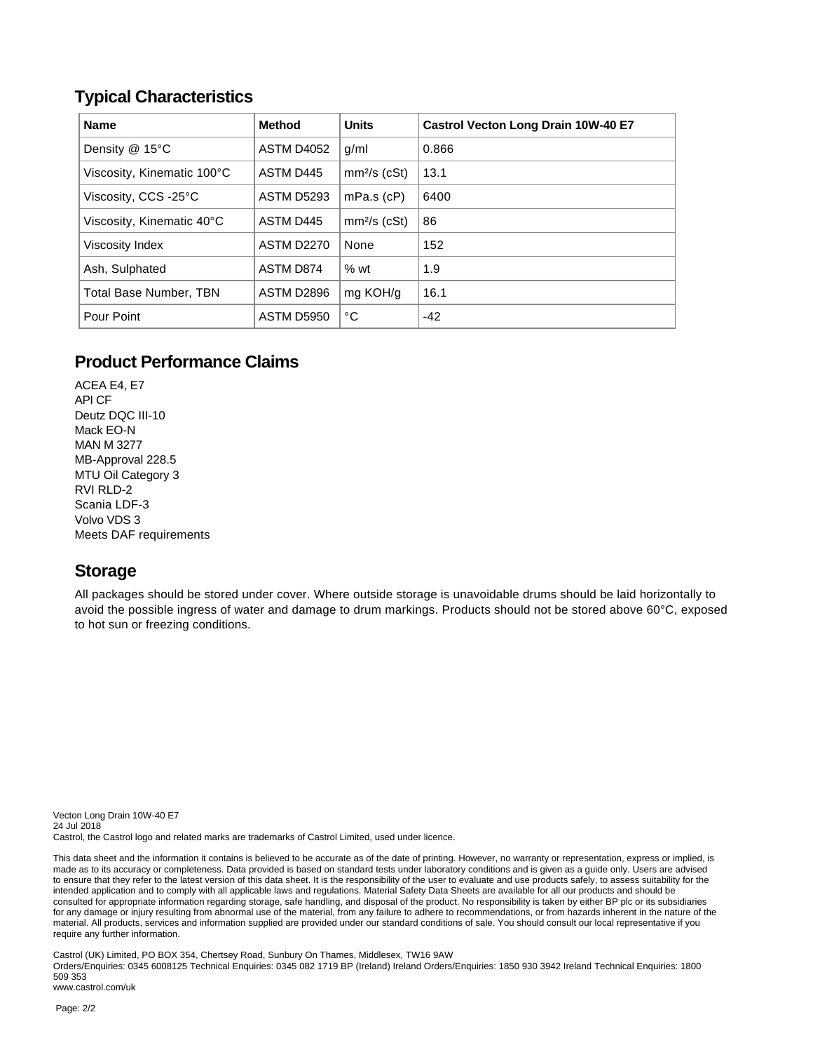## Typical Characteristics

| Name | Method | Units | Castrol Vecton Long Drain 10W-40 E7 |
|---|---|---|---|
| Density @ 15°C | ASTM D4052 | g/ml | 0.866 |
| Viscosity, Kinematic 100°C | ASTM D445 | $mm^2/s$ (cSt) | 13.1 |
| Viscosity, CCS -25°C | ASTM D5293 | mPa.s (cP) | 6400 |
| Viscosity, Kinematic 40°C | ASTM D445 | $mm^2/s$ (cSt) | 86 |
| Viscosity Index | ASTM D2270 | None | 152 |
| Ash, Sulphated | ASTM D874 | % wt | 1.9 |
| Total Base Number, TBN | ASTM D2896 | mg KOH/g | 16.1 |
| Pour Point | ASTM D5950 | °C | -42 |

## Product Performance Claims

ACEA E4, E7
API CF
Deutz DQC III-10
Mack EO-N
MAN M 3277
MB-Approval 228.5
MTU Oil Category 3
RVI RLD-2
Scania LDF-3
Volvo VDS 3
Meets DAF requirements

## Storage

All packages should be stored under cover. Where outside storage is unavoidable drums should be laid horizontally to avoid the possible ingress of water and damage to drum markings. Products should not be stored above 60°C, exposed to hot sun or freezing conditions.

Vecton Long Drain 10W-40 E7
24 Jul 2018
Castrol, the Castrol logo and related marks are trademarks of Castrol Limited, used under licence.

This data sheet and the information it contains is believed to be accurate as of the date of printing. However, no warranty or representation, express or implied, is made as to its accuracy or completeness. Data provided is based on standard tests under laboratory conditions and is given as a guide only. Users are advised to ensure that they refer to the latest version of this data sheet. It is the responsibility of the user to evaluate and use products safely, to assess suitability for the intended application and to comply with all applicable laws and regulations. Material Safety Data Sheets are available for all our products and should be consulted for appropriate information regarding storage, safe handling, and disposal of the product. No responsibility is taken by either BP plc or its subsidiaries for any damage or injury resulting from abnormal use of the material, from any failure to adhere to recommendations, or from hazards inherent in the nature of the material. All products, services and information supplied are provided under our standard conditions of sale. You should consult our local representative if you require any further information.

Castrol (UK) Limited, PO BOX 354, Chertsey Road, Sunbury On Thames, Middlesex, TW16 9AW
Orders/Enquiries: 0345 6008125 Technical Enquiries: 0345 082 1719 BP (Ireland) Ireland Orders/Enquiries: 1850 930 3942 Ireland Technical Enquiries: 1800 509 353
www.castrol.com/uk